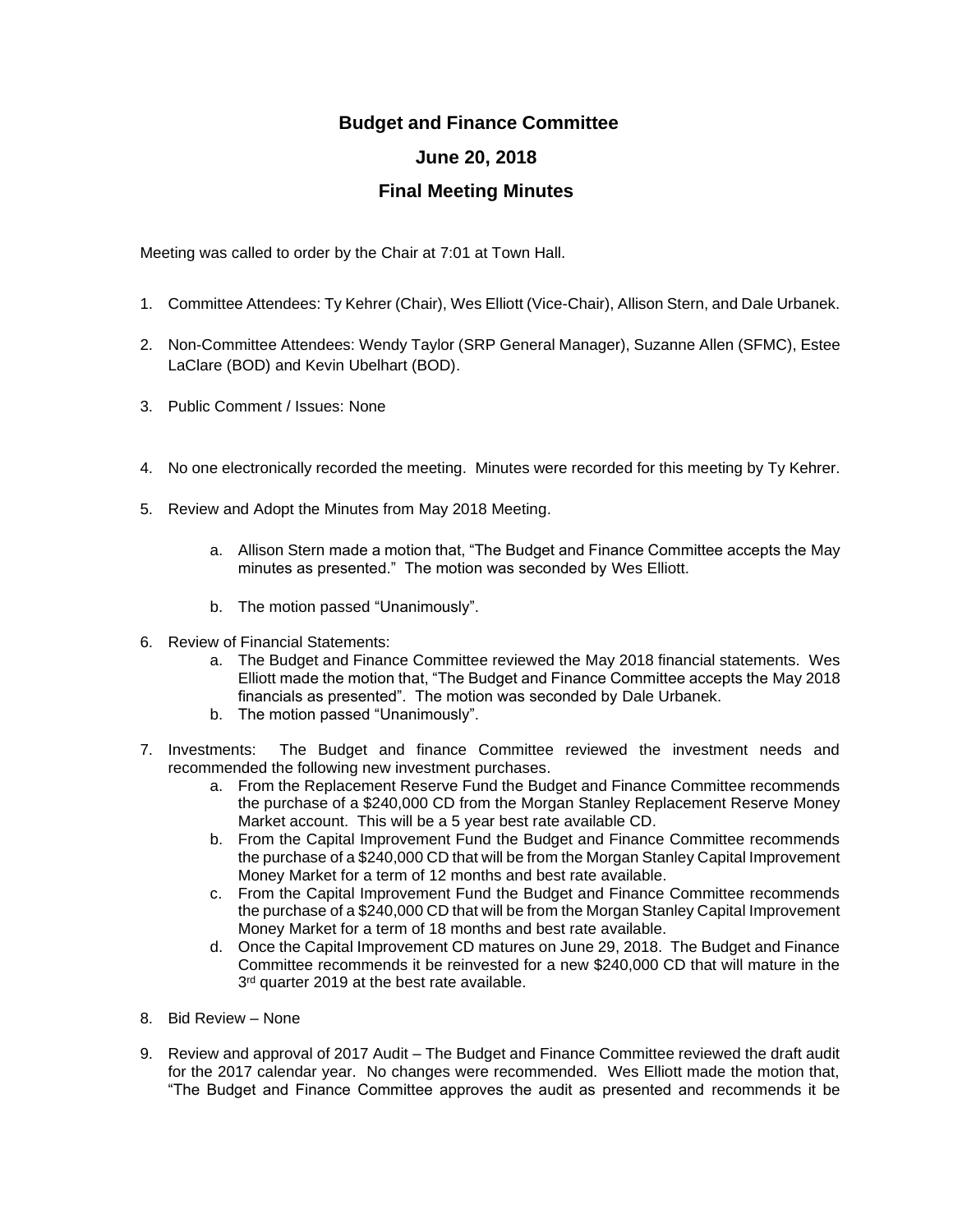# Budget and Finance Committee

## June 20, 2018

## Final Meeting Minutes

Meeting was called to order by the Chair at 7:01 at Town Hall.

1. Committee Attendees: Ty Kehrer (Chair), Wes Elliott (Vice-Chair), Allison Stern, and Dale Urbanek.

2. Non-Committee Attendees: Wendy Taylor (SRP General Manager), Suzanne Allen (SFMC), Estee LaClare (BOD) and Kevin Ubelhart (BOD).

3. Public Comment / Issues: None

4. No one electronically recorded the meeting. Minutes were recorded for this meeting by Ty Kehrer.

5. Review and Adopt the Minutes from May 2018 Meeting.

   a. Allison Stern made a motion that, "The Budget and Finance Committee accepts the May minutes as presented." The motion was seconded by Wes Elliott.

   b. The motion passed "Unanimously".

6. Review of Financial Statements:
   a. The Budget and Finance Committee reviewed the May 2018 financial statements. Wes Elliott made the motion that, "The Budget and Finance Committee accepts the May 2018 financials as presented". The motion was seconded by Dale Urbanek.
   b. The motion passed "Unanimously".

7. Investments: The Budget and finance Committee reviewed the investment needs and recommended the following new investment purchases.
   a. From the Replacement Reserve Fund the Budget and Finance Committee recommends the purchase of a $240,000 CD from the Morgan Stanley Replacement Reserve Money Market account. This will be a 5 year best rate available CD.
   b. From the Capital Improvement Fund the Budget and Finance Committee recommends the purchase of a $240,000 CD that will be from the Morgan Stanley Capital Improvement Money Market for a term of 12 months and best rate available.
   c. From the Capital Improvement Fund the Budget and Finance Committee recommends the purchase of a $240,000 CD that will be from the Morgan Stanley Capital Improvement Money Market for a term of 18 months and best rate available.
   d. Once the Capital Improvement CD matures on June 29, 2018. The Budget and Finance Committee recommends it be reinvested for a new $240,000 CD that will mature in the 3rd quarter 2019 at the best rate available.

8. Bid Review – None

9. Review and approval of 2017 Audit – The Budget and Finance Committee reviewed the draft audit for the 2017 calendar year. No changes were recommended. Wes Elliott made the motion that, "The Budget and Finance Committee approves the audit as presented and recommends it be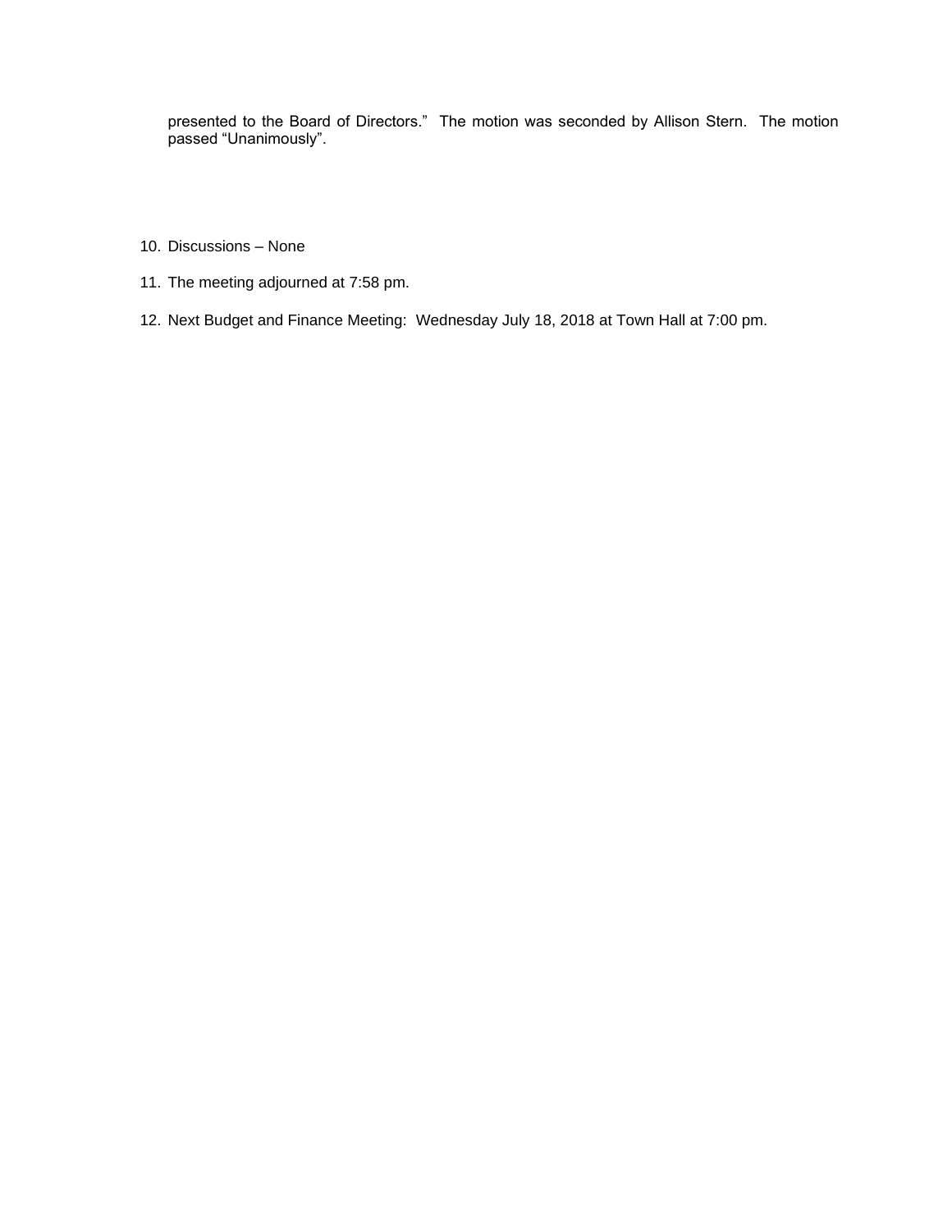presented to the Board of Directors." The motion was seconded by Allison Stern. The motion passed "Unanimously".

10. Discussions – None

11. The meeting adjourned at 7:58 pm.

12. Next Budget and Finance Meeting: Wednesday July 18, 2018 at Town Hall at 7:00 pm.